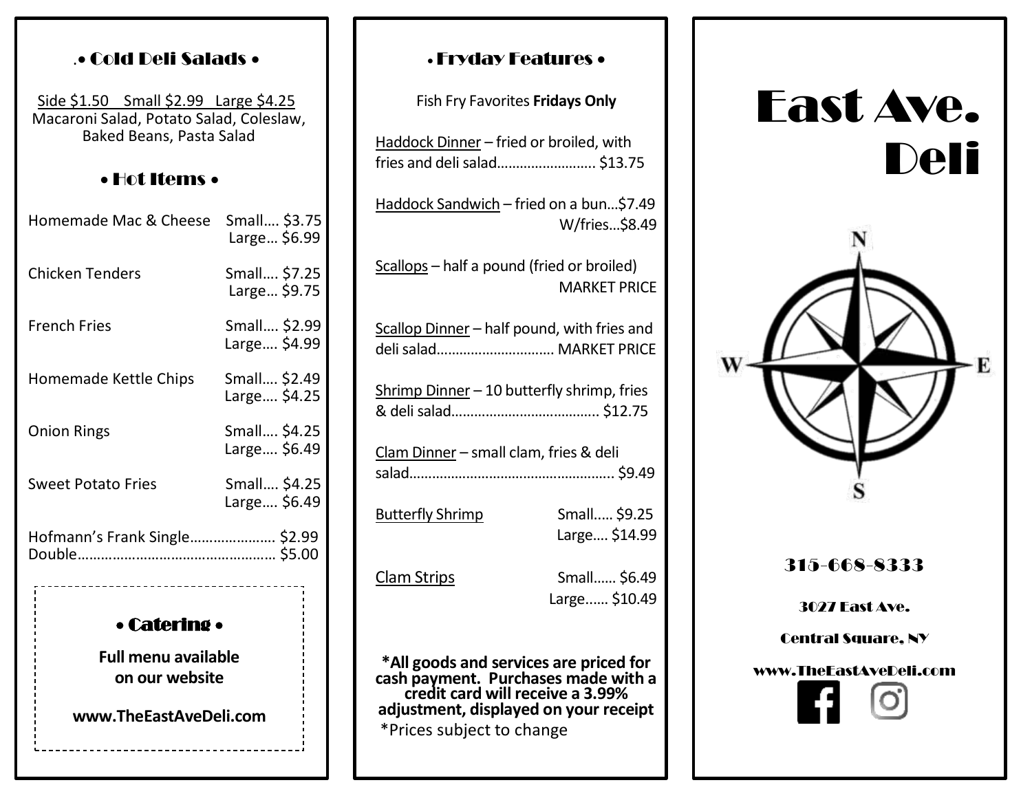## • Cold Deli Salads •

Side $1.50 Small $2.99 Large $4.25
Macaroni Salad, Potato Salad, Coleslaw, Baked Beans, Pasta Salad

## • Hot Items •

| Item | Price |
|---|---|
| Homemade Mac & Cheese | Small…. $3.75<br>Large… $6.99 |
| Chicken Tenders | Small…. $7.25<br>Large… $9.75 |
| French Fries | Small…. $2.99<br>Large…. $4.99 |
| Homemade Kettle Chips | Small…. $2.49<br>Large…. $4.25 |
| Onion Rings | Small…. $4.25<br>Large…. $6.49 |
| Sweet Potato Fries | Small…. $4.25<br>Large…. $6.49 |

Hofmann's Frank Single………………… $2.99
Double…………………………………………… $5.00

## • Catering •

**Full menu available on our website**

**www.TheEastAveDeli.com**

## • Fryday Features •

Fish Fry Favorites **Fridays Only**

Haddock Dinner – fried or broiled, with fries and deli salad…………………….. $13.75

Haddock Sandwich – fried on a bun…$7.49
W/fries…$8.49

Scallops – half a pound (fried or broiled)
MARKET PRICE

Scallop Dinner – half pound, with fries and deli salad………………………… MARKET PRICE

Shrimp Dinner – 10 butterfly shrimp, fries & deli salad………………………………… $12.75

Clam Dinner – small clam, fries & deli salad……………………………………………… $9.49

| Item | Price |
|---|---|
| Butterfly Shrimp | Small….. $9.25<br>Large…. $14.99 |
| Clam Strips | Small…… $6.49<br>Large…… $10.49 |

**\*All goods and services are priced for cash payment. Purchases made with a credit card will receive a 3.99% adjustment, displayed on your receipt**

\*Prices subject to change

# East Ave. Deli

315-668-8333

3027 East Ave.

Central Square, NY

www.TheEastAveDeli.com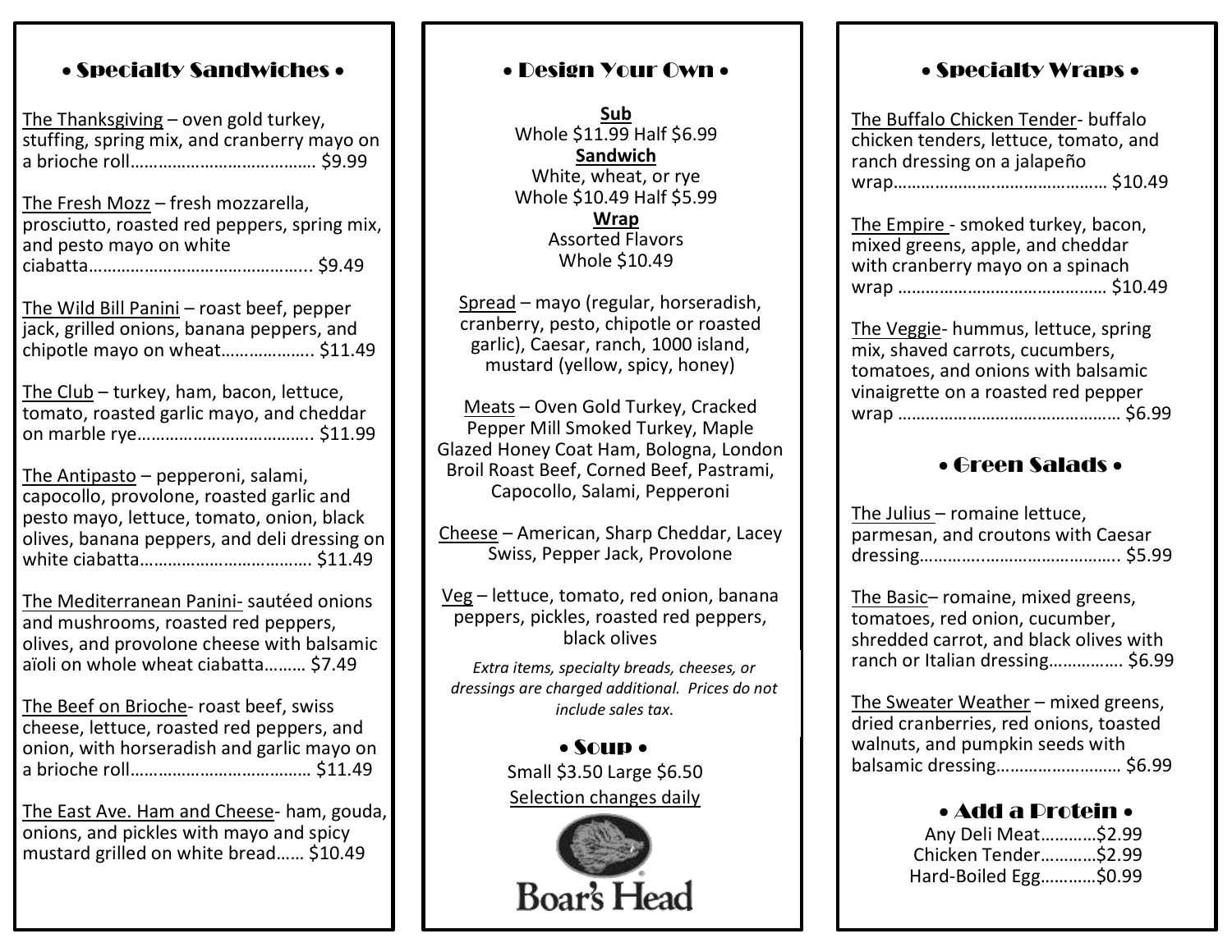## • Specialty Sandwiches •

The Thanksgiving – oven gold turkey, stuffing, spring mix, and cranberry mayo on a brioche roll…………………………………. $9.99

The Fresh Mozz – fresh mozzarella, prosciutto, roasted red peppers, spring mix, and pesto mayo on white ciabatta……………………………………….. $9.49

The Wild Bill Panini – roast beef, pepper jack, grilled onions, banana peppers, and chipotle mayo on wheat……………….. $11.49

The Club – turkey, ham, bacon, lettuce, tomato, roasted garlic mayo, and cheddar on marble rye……………………………….. $11.99

The Antipasto – pepperoni, salami, capocollo, provolone, roasted garlic and pesto mayo, lettuce, tomato, onion, black olives, banana peppers, and deli dressing on white ciabatta………………………………. $11.49

The Mediterranean Panini- sautéed onions and mushrooms, roasted red peppers, olives, and provolone cheese with balsamic aïoli on whole wheat ciabatta……… $7.49

The Beef on Brioche- roast beef, swiss cheese, lettuce, roasted red peppers, and onion, with horseradish and garlic mayo on a brioche roll………………………………… $11.49

The East Ave. Ham and Cheese- ham, gouda, onions, and pickles with mayo and spicy mustard grilled on white bread…… $10.49

## • Design Your Own •

**Sub**
Whole $11.99 Half $6.99

**Sandwich**
White, wheat, or rye
Whole $10.49 Half $5.99

**Wrap**
Assorted Flavors
Whole $10.49

Spread – mayo (regular, horseradish, cranberry, pesto, chipotle or roasted garlic), Caesar, ranch, 1000 island, mustard (yellow, spicy, honey)

Meats – Oven Gold Turkey, Cracked Pepper Mill Smoked Turkey, Maple Glazed Honey Coat Ham, Bologna, London Broil Roast Beef, Corned Beef, Pastrami, Capocollo, Salami, Pepperoni

Cheese – American, Sharp Cheddar, Lacey Swiss, Pepper Jack, Provolone

Veg – lettuce, tomato, red onion, banana peppers, pickles, roasted red peppers, black olives

*Extra items, specialty breads, cheeses, or dressings are charged additional. Prices do not include sales tax.*

## • Soup •

Small $3.50 Large $6.50
Selection changes daily

Boar's Head

## • Specialty Wraps •

The Buffalo Chicken Tender- buffalo chicken tenders, lettuce, tomato, and ranch dressing on a jalapeño wrap……………………………………… $10.49

The Empire - smoked turkey, bacon, mixed greens, apple, and cheddar with cranberry mayo on a spinach wrap …………………………………… $10.49

The Veggie- hummus, lettuce, spring mix, shaved carrots, cucumbers, tomatoes, and onions with balsamic vinaigrette on a roasted red pepper wrap ……………………………………… $6.99

## • Green Salads •

The Julius – romaine lettuce, parmesan, and croutons with Caesar dressing……………………………………. $5.99

The Basic– romaine, mixed greens, tomatoes, red onion, cucumber, shredded carrot, and black olives with ranch or Italian dressing……………. $6.99

The Sweater Weather – mixed greens, dried cranberries, red onions, toasted walnuts, and pumpkin seeds with balsamic dressing……………………… $6.99

## • Add a Protein •

Any Deli Meat…………$2.99
Chicken Tender…………$2.99
Hard-Boiled Egg…………$0.99